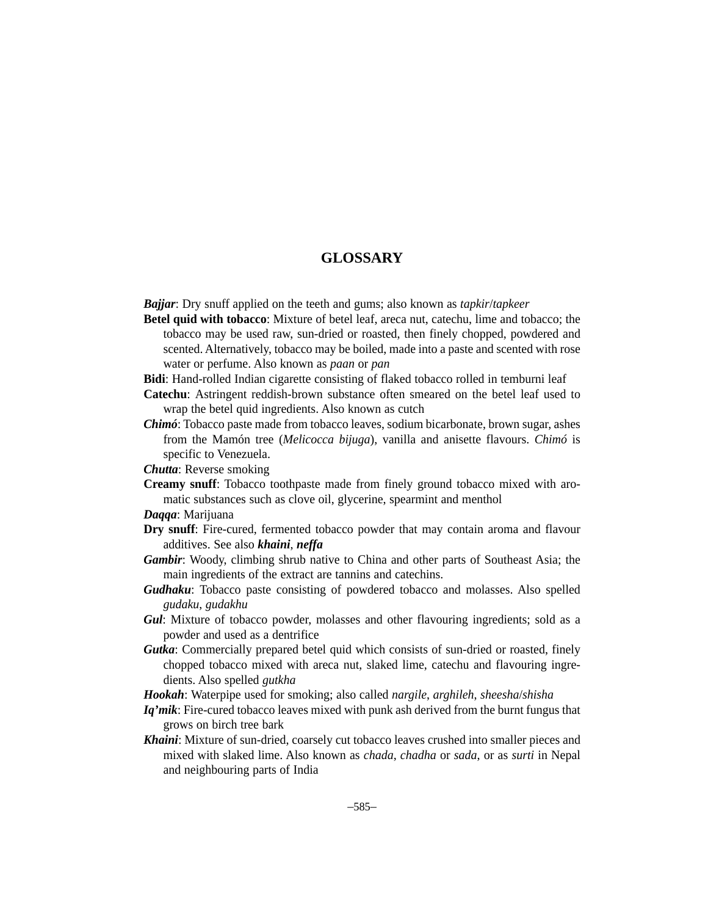# GLOSSARY

***Bajjar***: Dry snuff applied on the teeth and gums; also known as *tapkir*/*tapkeer*

**Betel quid with tobacco**: Mixture of betel leaf, areca nut, catechu, lime and tobacco; the tobacco may be used raw, sun-dried or roasted, then finely chopped, powdered and scented. Alternatively, tobacco may be boiled, made into a paste and scented with rose water or perfume. Also known as *paan* or *pan*

**Bidi**: Hand-rolled Indian cigarette consisting of flaked tobacco rolled in temburni leaf

**Catechu**: Astringent reddish-brown substance often smeared on the betel leaf used to wrap the betel quid ingredients. Also known as cutch

***Chimó***: Tobacco paste made from tobacco leaves, sodium bicarbonate, brown sugar, ashes from the Mamón tree (*Melicocca bijuga*), vanilla and anisette flavours. *Chimó* is specific to Venezuela.

***Chutta***: Reverse smoking

**Creamy snuff**: Tobacco toothpaste made from finely ground tobacco mixed with aromatic substances such as clove oil, glycerine, spearmint and menthol

***Daqqa***: Marijuana

**Dry snuff**: Fire-cured, fermented tobacco powder that may contain aroma and flavour additives. See also ***khaini***, ***neffa***

***Gambir***: Woody, climbing shrub native to China and other parts of Southeast Asia; the main ingredients of the extract are tannins and catechins.

***Gudhaku***: Tobacco paste consisting of powdered tobacco and molasses. Also spelled *gudaku*, *gudakhu*

***Gul***: Mixture of tobacco powder, molasses and other flavouring ingredients; sold as a powder and used as a dentrifice

***Gutka***: Commercially prepared betel quid which consists of sun-dried or roasted, finely chopped tobacco mixed with areca nut, slaked lime, catechu and flavouring ingredients. Also spelled *gutkha*

***Hookah***: Waterpipe used for smoking; also called *nargile*, *arghileh*, *sheesha*/*shisha*

***Iq'mik***: Fire-cured tobacco leaves mixed with punk ash derived from the burnt fungus that grows on birch tree bark

***Khaini***: Mixture of sun-dried, coarsely cut tobacco leaves crushed into smaller pieces and mixed with slaked lime. Also known as *chada*, *chadha* or *sada*, or as *surti* in Nepal and neighbouring parts of India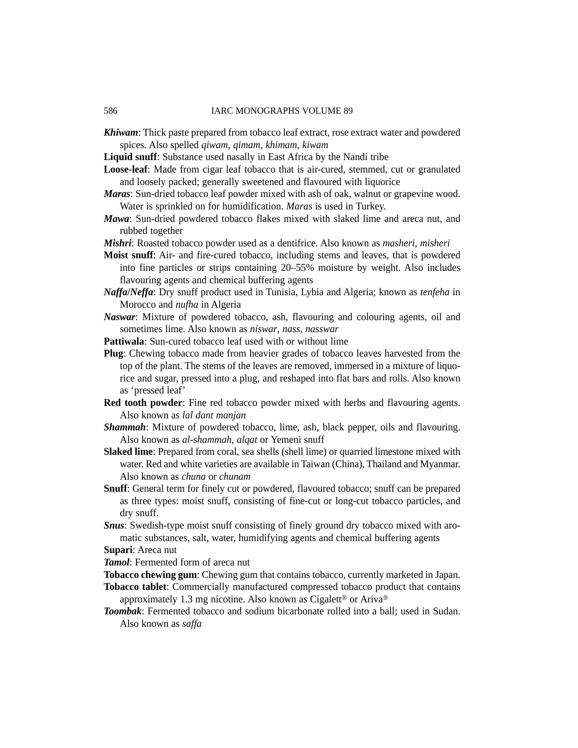***Khiwam***: Thick paste prepared from tobacco leaf extract, rose extract water and powdered spices. Also spelled *qiwam*, *qimam*, *khimam*, *kiwam*

**Liquid snuff**: Substance used nasally in East Africa by the Nandi tribe

**Loose-leaf**: Made from cigar leaf tobacco that is air-cured, stemmed, cut or granulated and loosely packed; generally sweetened and flavoured with liquorice

***Maras***: Sun-dried tobacco leaf powder mixed with ash of oak, walnut or grapevine wood. Water is sprinkled on for humidification. *Maras* is used in Turkey.

***Mawa***: Sun-dried powdered tobacco flakes mixed with slaked lime and areca nut, and rubbed together

***Mishri***: Roasted tobacco powder used as a dentifrice. Also known as *masheri*, *misheri*

**Moist snuff**: Air- and fire-cured tobacco, including stems and leaves, that is powdered into fine particles or strips containing 20–55% moisture by weight. Also includes flavouring agents and chemical buffering agents

***Naffa/Neffa***: Dry snuff product used in Tunisia, Lybia and Algeria; known as *tenfeha* in Morocco and *nufha* in Algeria

***Naswar***: Mixture of powdered tobacco, ash, flavouring and colouring agents, oil and sometimes lime. Also known as *niswar*, *nass*, *nasswar*

**Pattiwala**: Sun-cured tobacco leaf used with or without lime

**Plug**: Chewing tobacco made from heavier grades of tobacco leaves harvested from the top of the plant. The stems of the leaves are removed, immersed in a mixture of liquorice and sugar, pressed into a plug, and reshaped into flat bars and rolls. Also known as 'pressed leaf'

**Red tooth powder**: Fine red tobacco powder mixed with herbs and flavouring agents. Also known as *lal dant manjan*

***Shammah***: Mixture of powdered tobacco, lime, ash, black pepper, oils and flavouring. Also known as *al-shammah*, *alqat* or Yemeni snuff

**Slaked lime**: Prepared from coral, sea shells (shell lime) or quarried limestone mixed with water. Red and white varieties are available in Taiwan (China), Thailand and Myanmar. Also known as *chuna* or *chunam*

**Snuff**: General term for finely cut or powdered, flavoured tobacco; snuff can be prepared as three types: moist snuff, consisting of fine-cut or long-cut tobacco particles, and dry snuff.

***Snus***: Swedish-type moist snuff consisting of finely ground dry tobacco mixed with aromatic substances, salt, water, humidifying agents and chemical buffering agents

**Supari**: Areca nut

***Tamol***: Fermented form of areca nut

**Tobacco chewing gum**: Chewing gum that contains tobacco, currently marketed in Japan.

**Tobacco tablet**: Commercially manufactured compressed tobacco product that contains approximately 1.3 mg nicotine. Also known as Cigalett® or Ariva®

***Toombak***: Fermented tobacco and sodium bicarbonate rolled into a ball; used in Sudan. Also known as *saffa*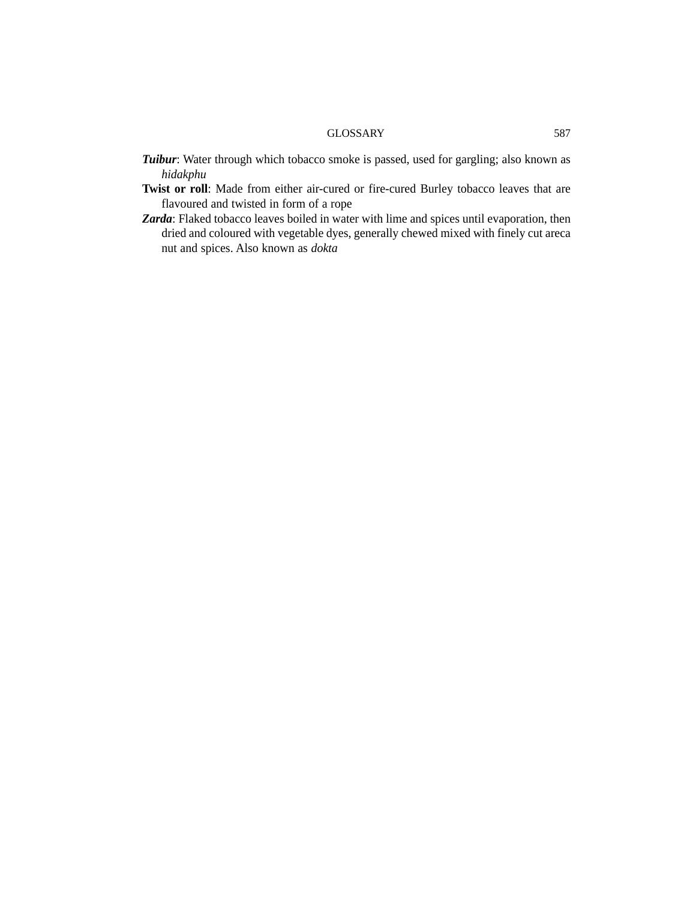***Tuibur***: Water through which tobacco smoke is passed, used for gargling; also known as *hidakphu*

**Twist or roll**: Made from either air-cured or fire-cured Burley tobacco leaves that are flavoured and twisted in form of a rope

***Zarda***: Flaked tobacco leaves boiled in water with lime and spices until evaporation, then dried and coloured with vegetable dyes, generally chewed mixed with finely cut areca nut and spices. Also known as *dokta*